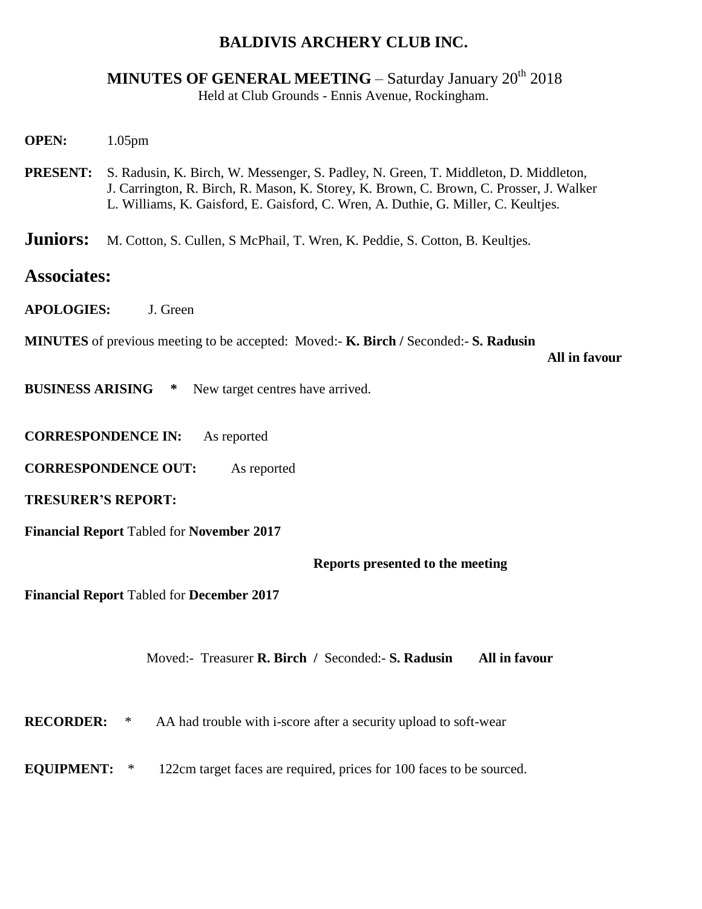# BALDIVIS ARCHERY CLUB INC.

## MINUTES OF GENERAL MEETING – Saturday January 20th 2018

Held at Club Grounds - Ennis Avenue, Rockingham.

**OPEN:** 1.05pm

**PRESENT:** S. Radusin, K. Birch, W. Messenger, S. Padley, N. Green, T. Middleton, D. Middleton, J. Carrington, R. Birch, R. Mason, K. Storey, K. Brown, C. Brown, C. Prosser, J. Walker L. Williams, K. Gaisford, E. Gaisford, C. Wren, A. Duthie, G. Miller, C. Keultjes.

**Juniors:** M. Cotton, S. Cullen, S McPhail, T. Wren, K. Peddie, S. Cotton, B. Keultjes.

**Associates:**

**APOLOGIES:** J. Green

**MINUTES** of previous meeting to be accepted: Moved:- **K. Birch /** Seconded:- **S. Radusin**

**All in favour**

**BUSINESS ARISING** * New target centres have arrived.

**CORRESPONDENCE IN:** As reported

**CORRESPONDENCE OUT:** As reported

**TRESURER'S REPORT:**

**Financial Report** Tabled for **November 2017**

**Reports presented to the meeting**

**Financial Report** Tabled for **December 2017**

Moved:- Treasurer **R. Birch /** Seconded:- **S. Radusin** **All in favour**

**RECORDER:** * AA had trouble with i-score after a security upload to soft-wear

**EQUIPMENT:** * 122cm target faces are required, prices for 100 faces to be sourced.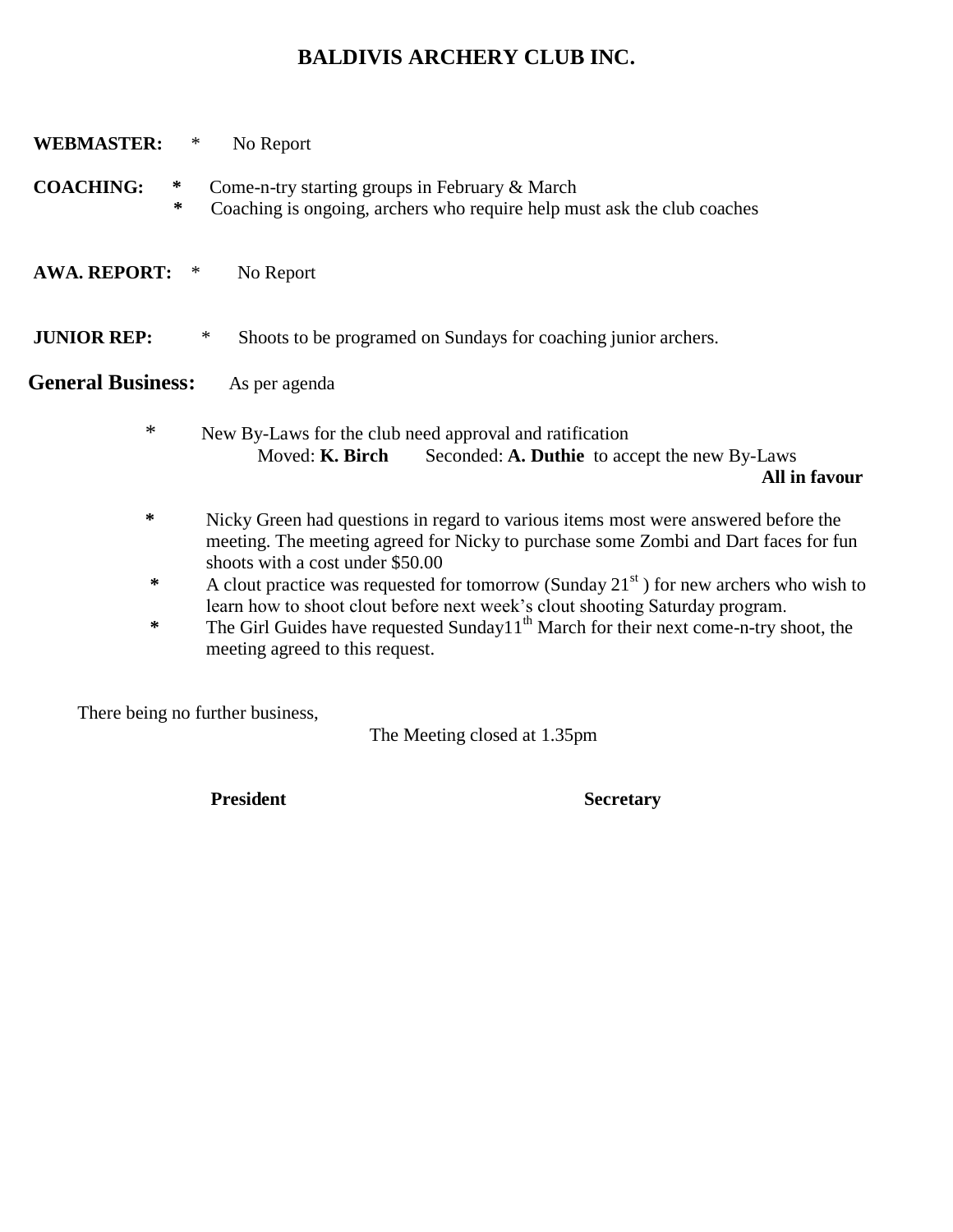# BALDIVIS ARCHERY CLUB INC.

**WEBMASTER:** * No Report

**COACHING:**

* Come-n-try starting groups in February & March
* Coaching is ongoing, archers who require help must ask the club coaches

**AWA. REPORT:** * No Report

**JUNIOR REP:** * Shoots to be programed on Sundays for coaching junior archers.

## General Business:

As per agenda

* New By-Laws for the club need approval and ratification
  Moved: **K. Birch** Seconded: **A. Duthie** to accept the new By-Laws
  **All in favour**

* Nicky Green had questions in regard to various items most were answered before the meeting. The meeting agreed for Nicky to purchase some Zombi and Dart faces for fun shoots with a cost under $50.00
* A clout practice was requested for tomorrow (Sunday 21st ) for new archers who wish to learn how to shoot clout before next week's clout shooting Saturday program.
* The Girl Guides have requested Sunday11th March for their next come-n-try shoot, the meeting agreed to this request.

There being no further business,

The Meeting closed at 1.35pm

**President** **Secretary**